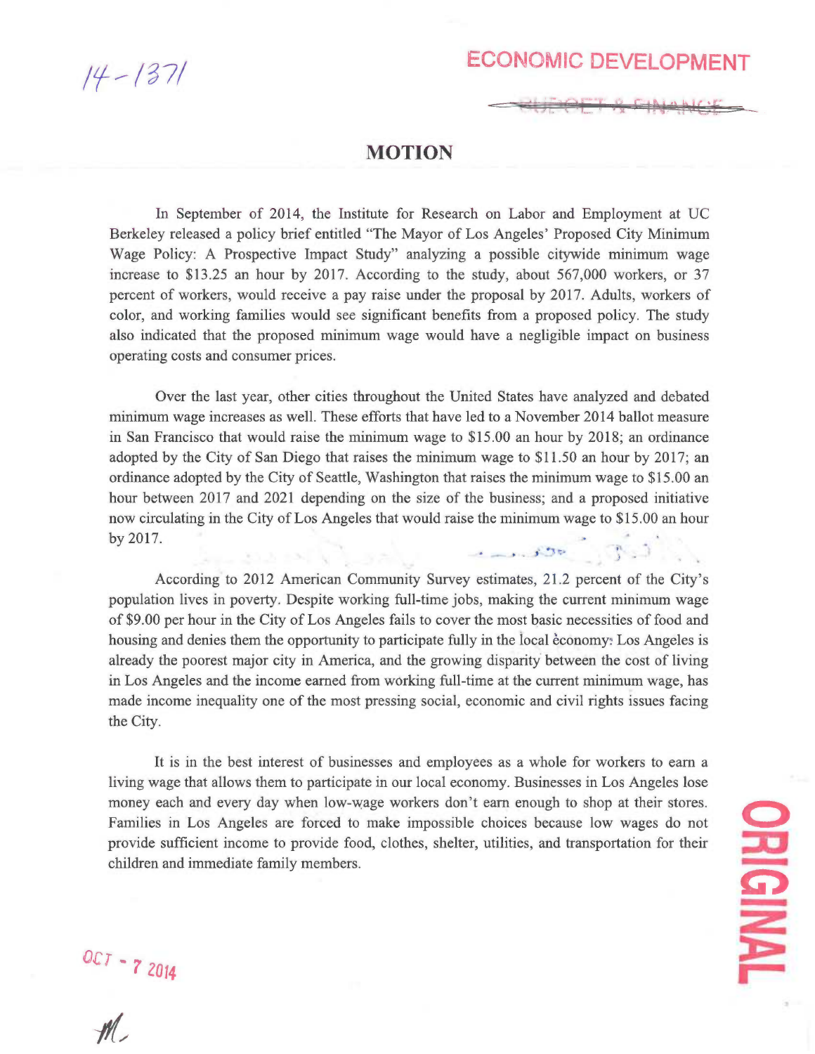14-1371

ECONOMIC DEVELOPMENT

~~BUDGET & FINANCE~~

# MOTION

In September of 2014, the Institute for Research on Labor and Employment at UC Berkeley released a policy brief entitled "The Mayor of Los Angeles' Proposed City Minimum Wage Policy: A Prospective Impact Study" analyzing a possible citywide minimum wage increase to $13.25 an hour by 2017. According to the study, about 567,000 workers, or 37 percent of workers, would receive a pay raise under the proposal by 2017. Adults, workers of color, and working families would see significant benefits from a proposed policy. The study also indicated that the proposed minimum wage would have a negligible impact on business operating costs and consumer prices.

Over the last year, other cities throughout the United States have analyzed and debated minimum wage increases as well. These efforts that have led to a November 2014 ballot measure in San Francisco that would raise the minimum wage to $15.00 an hour by 2018; an ordinance adopted by the City of San Diego that raises the minimum wage to $11.50 an hour by 2017; an ordinance adopted by the City of Seattle, Washington that raises the minimum wage to $15.00 an hour between 2017 and 2021 depending on the size of the business; and a proposed initiative now circulating in the City of Los Angeles that would raise the minimum wage to $15.00 an hour by 2017.

According to 2012 American Community Survey estimates, 21.2 percent of the City's population lives in poverty. Despite working full-time jobs, making the current minimum wage of $9.00 per hour in the City of Los Angeles fails to cover the most basic necessities of food and housing and denies them the opportunity to participate fully in the local economy. Los Angeles is already the poorest major city in America, and the growing disparity between the cost of living in Los Angeles and the income earned from working full-time at the current minimum wage, has made income inequality one of the most pressing social, economic and civil rights issues facing the City.

It is in the best interest of businesses and employees as a whole for workers to earn a living wage that allows them to participate in our local economy. Businesses in Los Angeles lose money each and every day when low-wage workers don't earn enough to shop at their stores. Families in Los Angeles are forced to make impossible choices because low wages do not provide sufficient income to provide food, clothes, shelter, utilities, and transportation for their children and immediate family members.

OCT - 7 2014

ORIGINAL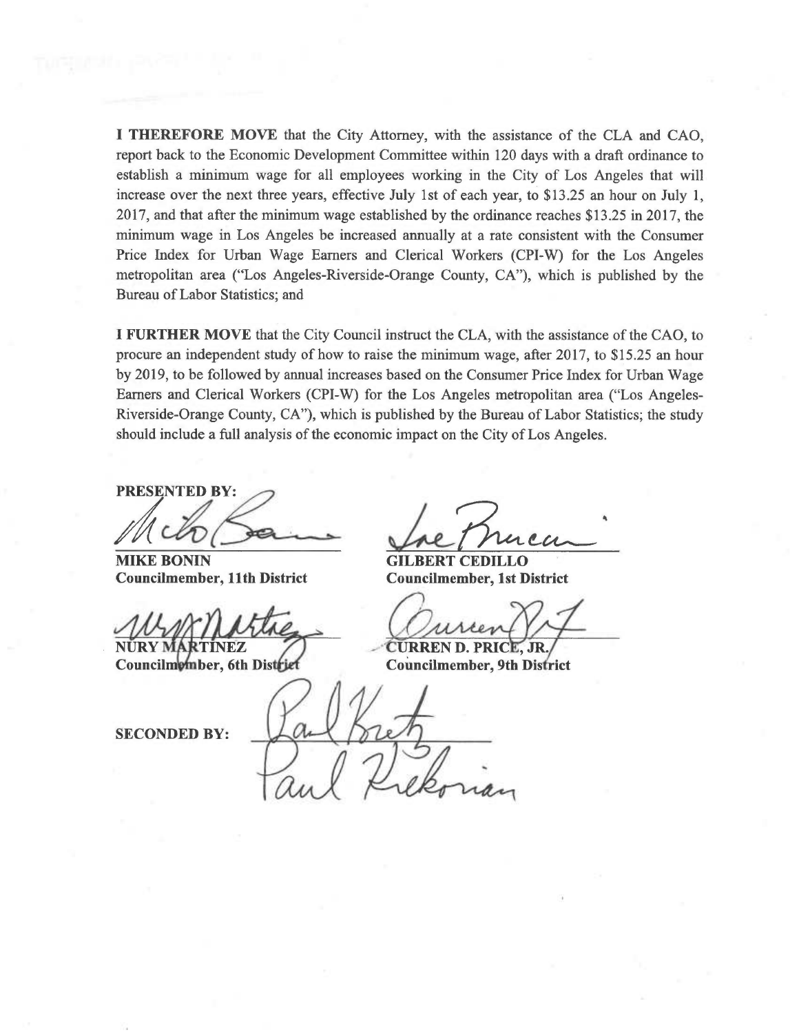**I THEREFORE MOVE** that the City Attorney, with the assistance of the CLA and CAO, report back to the Economic Development Committee within 120 days with a draft ordinance to establish a minimum wage for all employees working in the City of Los Angeles that will increase over the next three years, effective July 1st of each year, to $13.25 an hour on July 1, 2017, and that after the minimum wage established by the ordinance reaches $13.25 in 2017, the minimum wage in Los Angeles be increased annually at a rate consistent with the Consumer Price Index for Urban Wage Earners and Clerical Workers (CPI-W) for the Los Angeles metropolitan area ("Los Angeles-Riverside-Orange County, CA"), which is published by the Bureau of Labor Statistics; and

**I FURTHER MOVE** that the City Council instruct the CLA, with the assistance of the CAO, to procure an independent study of how to raise the minimum wage, after 2017, to $15.25 an hour by 2019, to be followed by annual increases based on the Consumer Price Index for Urban Wage Earners and Clerical Workers (CPI-W) for the Los Angeles metropolitan area ("Los Angeles-Riverside-Orange County, CA"), which is published by the Bureau of Labor Statistics; the study should include a full analysis of the economic impact on the City of Los Angeles.

**PRESENTED BY:**

**MIKE BONIN**
**Councilmember, 11th District**

**GILBERT CEDILLO**
**Councilmember, 1st District**

**NURY MARTINEZ**
**Councilmember, 6th District**

**CURREN D. PRICE, JR.**
**Councilmember, 9th District**

**SECONDED BY:**